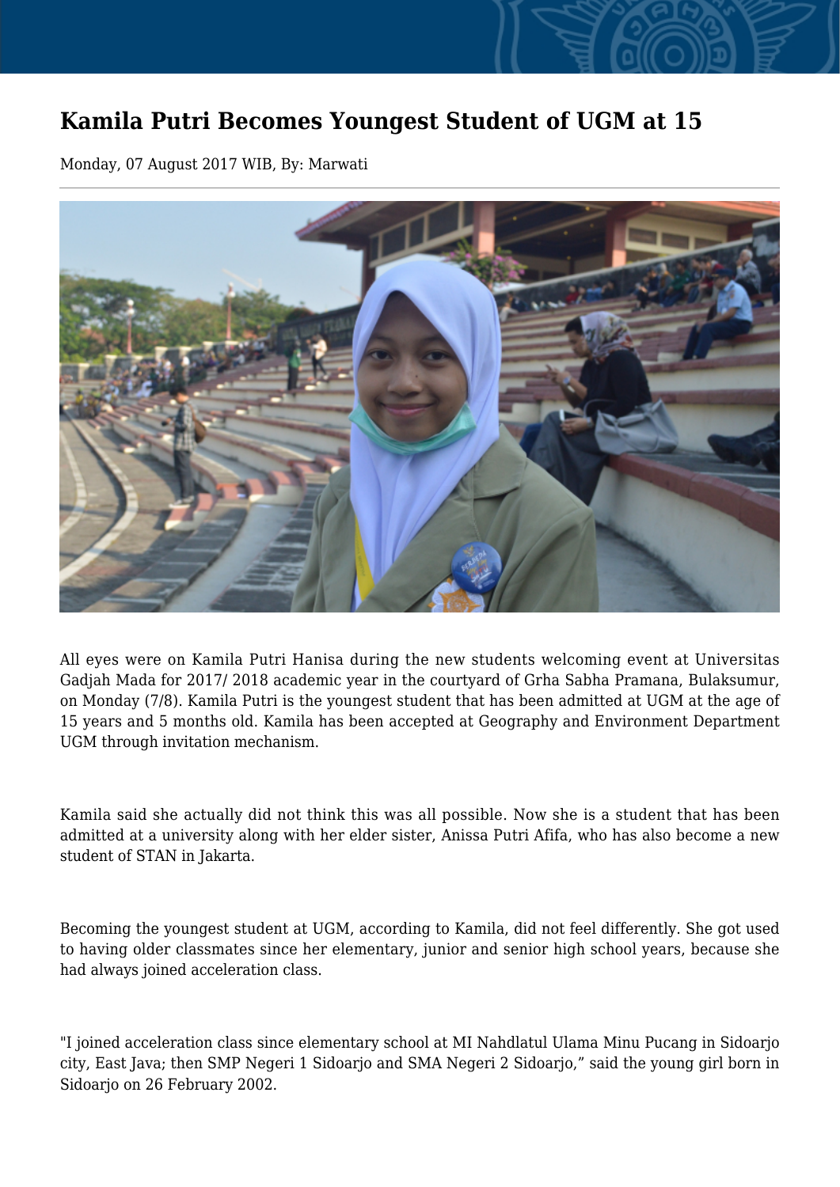# Kamila Putri Becomes Youngest Student of UGM at 15

Monday, 07 August 2017 WIB, By: Marwati

All eyes were on Kamila Putri Hanisa during the new students welcoming event at Universitas Gadjah Mada for 2017/ 2018 academic year in the courtyard of Grha Sabha Pramana, Bulaksumur, on Monday (7/8). Kamila Putri is the youngest student that has been admitted at UGM at the age of 15 years and 5 months old. Kamila has been accepted at Geography and Environment Department UGM through invitation mechanism.

Kamila said she actually did not think this was all possible. Now she is a student that has been admitted at a university along with her elder sister, Anissa Putri Afifa, who has also become a new student of STAN in Jakarta.

Becoming the youngest student at UGM, according to Kamila, did not feel differently. She got used to having older classmates since her elementary, junior and senior high school years, because she had always joined acceleration class.

"I joined acceleration class since elementary school at MI Nahdlatul Ulama Minu Pucang in Sidoarjo city, East Java; then SMP Negeri 1 Sidoarjo and SMA Negeri 2 Sidoarjo," said the young girl born in Sidoarjo on 26 February 2002.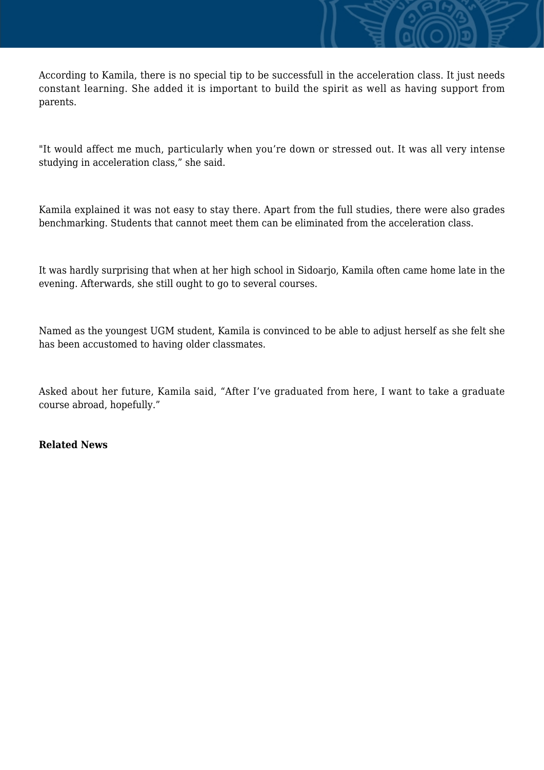According to Kamila, there is no special tip to be successfull in the acceleration class. It just needs constant learning. She added it is important to build the spirit as well as having support from parents.

"It would affect me much, particularly when you're down or stressed out. It was all very intense studying in acceleration class," she said.

Kamila explained it was not easy to stay there. Apart from the full studies, there were also grades benchmarking. Students that cannot meet them can be eliminated from the acceleration class.

It was hardly surprising that when at her high school in Sidoarjo, Kamila often came home late in the evening. Afterwards, she still ought to go to several courses.

Named as the youngest UGM student, Kamila is convinced to be able to adjust herself as she felt she has been accustomed to having older classmates.

Asked about her future, Kamila said, "After I've graduated from here, I want to take a graduate course abroad, hopefully."

**Related News**